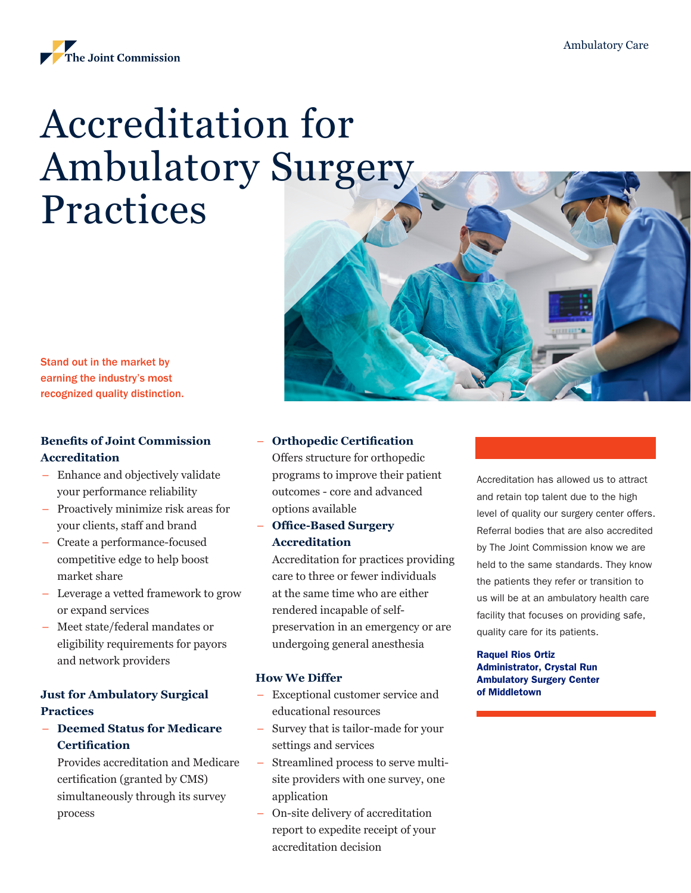The Joint Commission

Ambulatory Care

# Accreditation for Ambulatory Surgery Practices

Stand out in the market by earning the industry's most recognized quality distinction.

### Benefits of Joint Commission Accreditation

- Enhance and objectively validate your performance reliability
- Proactively minimize risk areas for your clients, staff and brand
- Create a performance-focused competitive edge to help boost market share
- Leverage a vetted framework to grow or expand services
- Meet state/federal mandates or eligibility requirements for payors and network providers

### Just for Ambulatory Surgical Practices

- **Deemed Status for Medicare Certification**
  Provides accreditation and Medicare certification (granted by CMS) simultaneously through its survey process
- **Orthopedic Certification**
  Offers structure for orthopedic programs to improve their patient outcomes - core and advanced options available
- **Office-Based Surgery Accreditation**
  Accreditation for practices providing care to three or fewer individuals at the same time who are either rendered incapable of self-preservation in an emergency or are undergoing general anesthesia

### How We Differ

- Exceptional customer service and educational resources
- Survey that is tailor-made for your settings and services
- Streamlined process to serve multi-site providers with one survey, one application
- On-site delivery of accreditation report to expedite receipt of your accreditation decision

Accreditation has allowed us to attract and retain top talent due to the high level of quality our surgery center offers. Referral bodies that are also accredited by The Joint Commission know we are held to the same standards. They know the patients they refer or transition to us will be at an ambulatory health care facility that focuses on providing safe, quality care for its patients.

**Raquel Rios Ortiz**
**Administrator, Crystal Run Ambulatory Surgery Center of Middletown**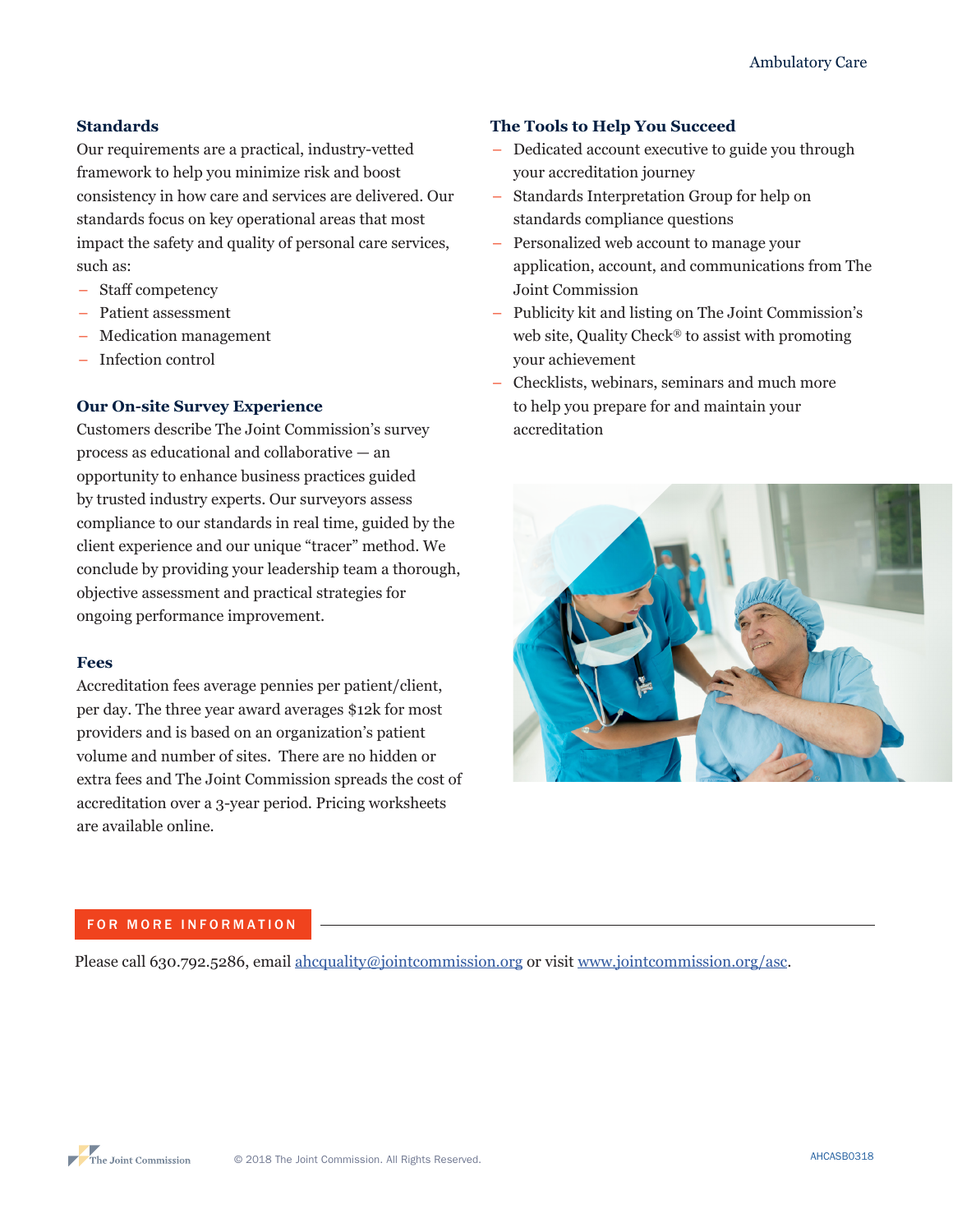## Standards

Our requirements are a practical, industry-vetted framework to help you minimize risk and boost consistency in how care and services are delivered. Our standards focus on key operational areas that most impact the safety and quality of personal care services, such as:

- Staff competency
- Patient assessment
- Medication management
- Infection control

## Our On-site Survey Experience

Customers describe The Joint Commission's survey process as educational and collaborative — an opportunity to enhance business practices guided by trusted industry experts. Our surveyors assess compliance to our standards in real time, guided by the client experience and our unique "tracer" method. We conclude by providing your leadership team a thorough, objective assessment and practical strategies for ongoing performance improvement.

## Fees

Accreditation fees average pennies per patient/client, per day. The three year award averages $12k for most providers and is based on an organization's patient volume and number of sites. There are no hidden or extra fees and The Joint Commission spreads the cost of accreditation over a 3-year period. Pricing worksheets are available online.

## The Tools to Help You Succeed

- Dedicated account executive to guide you through your accreditation journey
- Standards Interpretation Group for help on standards compliance questions
- Personalized web account to manage your application, account, and communications from The Joint Commission
- Publicity kit and listing on The Joint Commission's web site, Quality Check® to assist with promoting your achievement
- Checklists, webinars, seminars and much more to help you prepare for and maintain your accreditation

## FOR MORE INFORMATION

Please call 630.792.5286, email ahcquality@jointcommission.org or visit www.jointcommission.org/asc.

© 2018 The Joint Commission. All Rights Reserved.

AHCASB0318